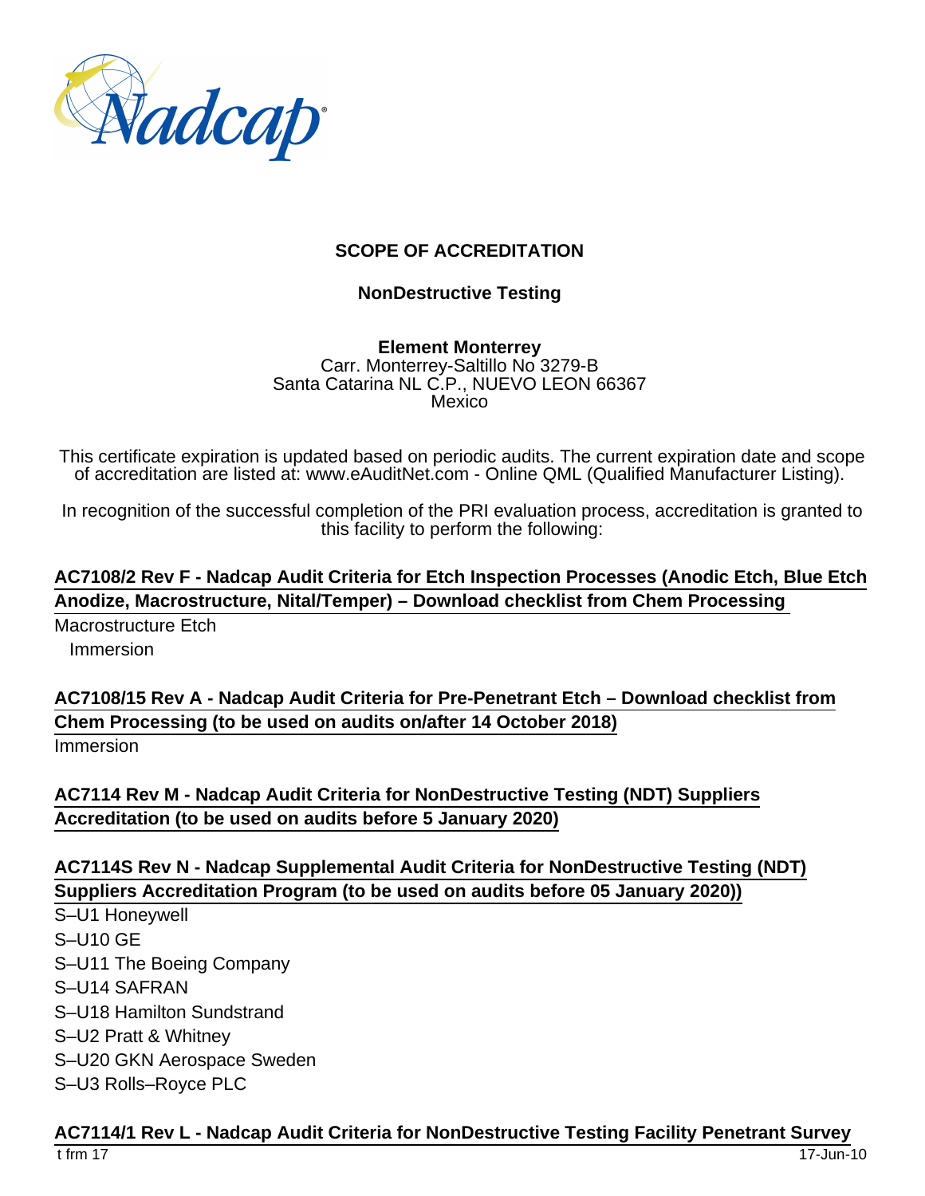# SCOPE OF ACCREDITATION

## NonDestructive Testing

**Element Monterrey**
Carr. Monterrey-Saltillo No 3279-B
Santa Catarina NL C.P., NUEVO LEON 66367
Mexico

This certificate expiration is updated based on periodic audits. The current expiration date and scope of accreditation are listed at: www.eAuditNet.com - Online QML (Qualified Manufacturer Listing).

In recognition of the successful completion of the PRI evaluation process, accreditation is granted to this facility to perform the following:

### AC7108/2 Rev F - Nadcap Audit Criteria for Etch Inspection Processes (Anodic Etch, Blue Etch Anodize, Macrostructure, Nital/Temper) – Download checklist from Chem Processing

Macrostructure Etch

- Immersion

### AC7108/15 Rev A - Nadcap Audit Criteria for Pre-Penetrant Etch – Download checklist from Chem Processing (to be used on audits on/after 14 October 2018)

Immersion

### AC7114 Rev M - Nadcap Audit Criteria for NonDestructive Testing (NDT) Suppliers Accreditation (to be used on audits before 5 January 2020)

### AC7114S Rev N - Nadcap Supplemental Audit Criteria for NonDestructive Testing (NDT) Suppliers Accreditation Program (to be used on audits before 05 January 2020))

S–U1 Honeywell
S–U10 GE
S–U11 The Boeing Company
S–U14 SAFRAN
S–U18 Hamilton Sundstrand
S–U2 Pratt & Whitney
S–U20 GKN Aerospace Sweden
S–U3 Rolls–Royce PLC

### AC7114/1 Rev L - Nadcap Audit Criteria for NonDestructive Testing Facility Penetrant Survey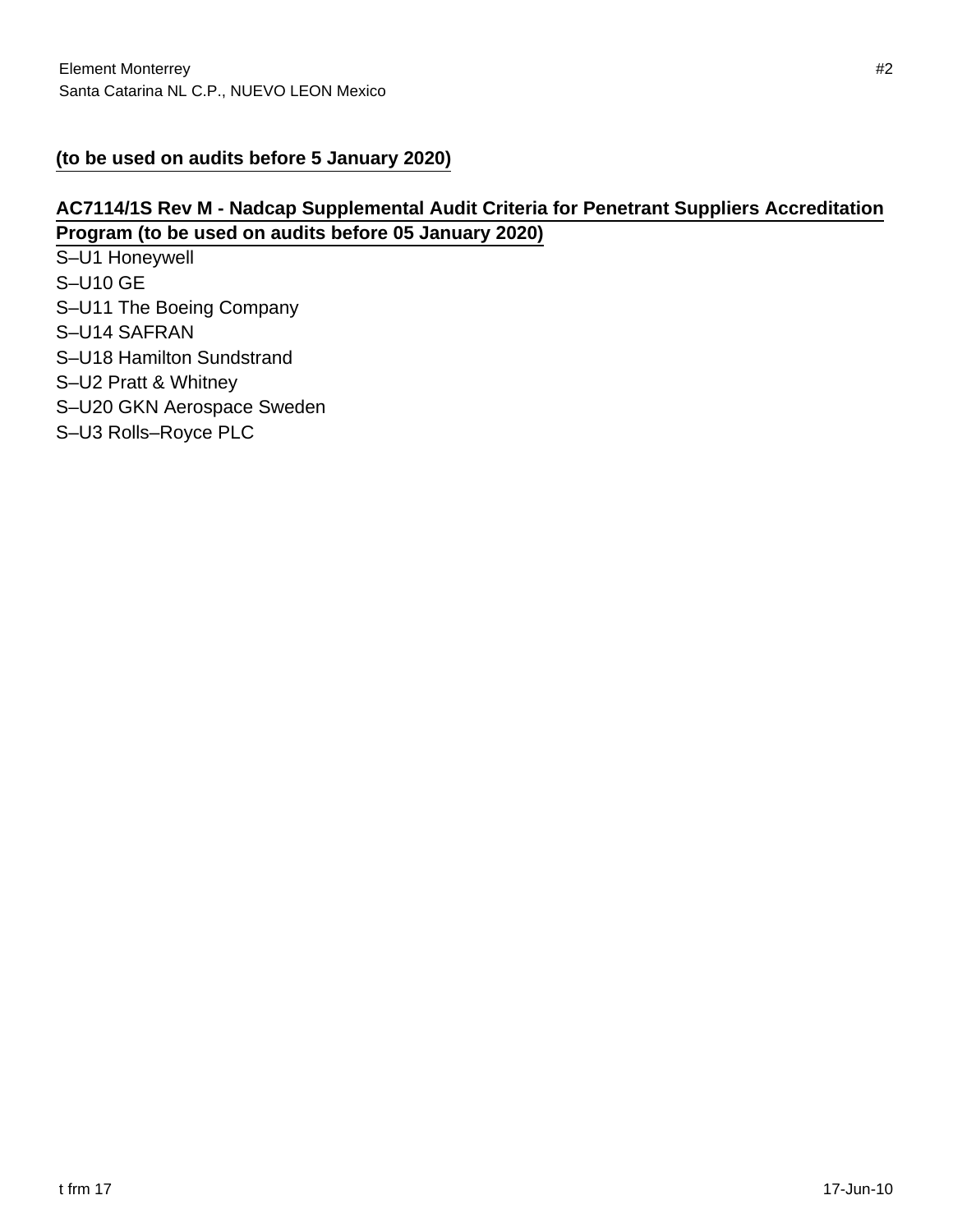**(to be used on audits before 5 January 2020)**

**AC7114/1S Rev M - Nadcap Supplemental Audit Criteria for Penetrant Suppliers Accreditation Program (to be used on audits before 05 January 2020)**

S–U1 Honeywell
S–U10 GE
S–U11 The Boeing Company
S–U14 SAFRAN
S–U18 Hamilton Sundstrand
S–U2 Pratt & Whitney
S–U20 GKN Aerospace Sweden
S–U3 Rolls–Royce PLC